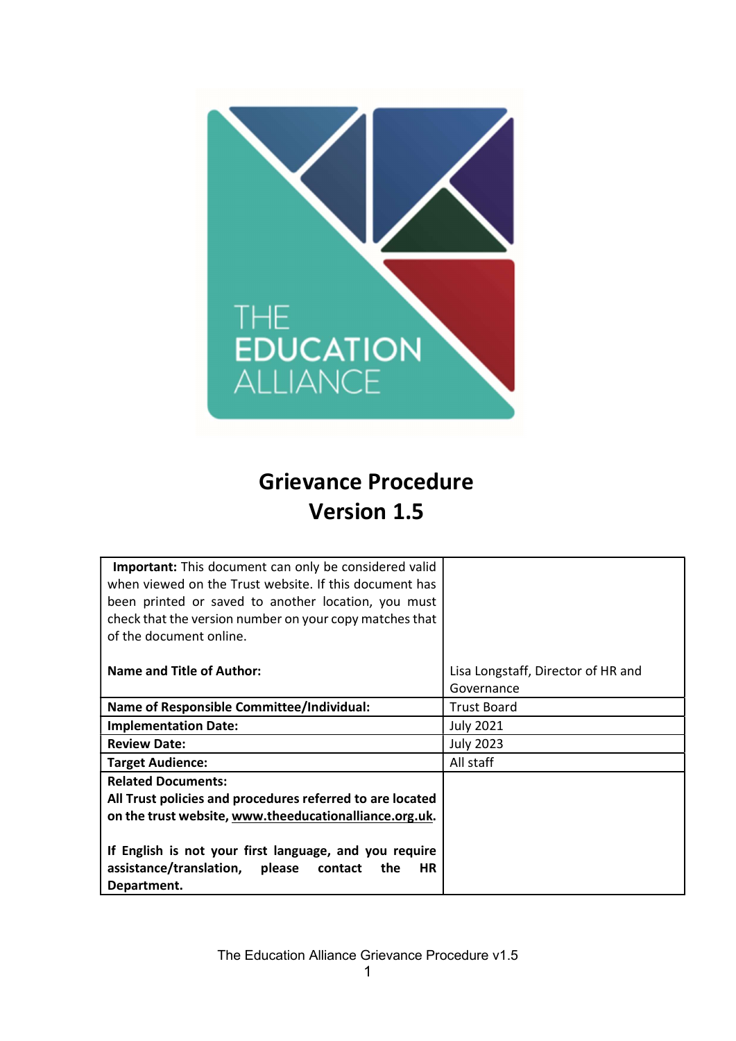THE EDUCATION ALLIANCE

# Grievance Procedure
# Version 1.5

| | |
|---|---|
| **Important:** This document can only be considered valid when viewed on the Trust website. If this document has been printed or saved to another location, you must check that the version number on your copy matches that of the document online.<br><br>**Name and Title of Author:** | Lisa Longstaff, Director of HR and Governance |
| **Name of Responsible Committee/Individual:** | Trust Board |
| **Implementation Date:** | July 2021 |
| **Review Date:** | July 2023 |
| **Target Audience:** | All staff |
| **Related Documents:**<br>**All Trust policies and procedures referred to are located on the trust website, www.theeducationalliance.org.uk.**<br><br>**If English is not your first language, and you require assistance/translation, please contact the HR Department.** | |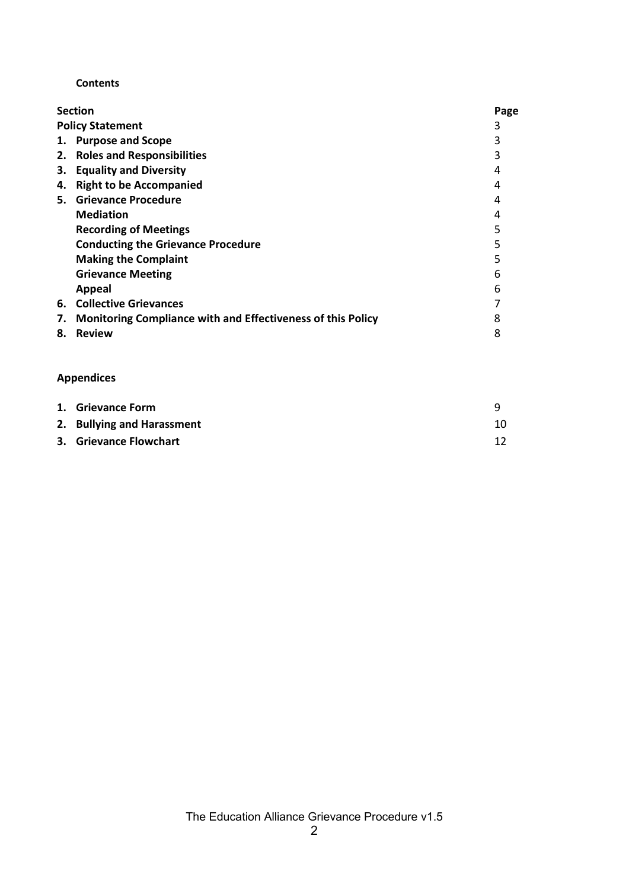**Contents**

| Section | Page |
|---|---|
| **Policy Statement** | 3 |
| **1. Purpose and Scope** | 3 |
| **2. Roles and Responsibilities** | 3 |
| **3. Equality and Diversity** | 4 |
| **4. Right to be Accompanied** | 4 |
| **5. Grievance Procedure** | 4 |
| **Mediation** | 4 |
| **Recording of Meetings** | 5 |
| **Conducting the Grievance Procedure** | 5 |
| **Making the Complaint** | 5 |
| **Grievance Meeting** | 6 |
| **Appeal** | 6 |
| **6. Collective Grievances** | 7 |
| **7. Monitoring Compliance with and Effectiveness of this Policy** | 8 |
| **8. Review** | 8 |

**Appendices**

| | |
|---|---|
| **1. Grievance Form** | 9 |
| **2. Bullying and Harassment** | 10 |
| **3. Grievance Flowchart** | 12 |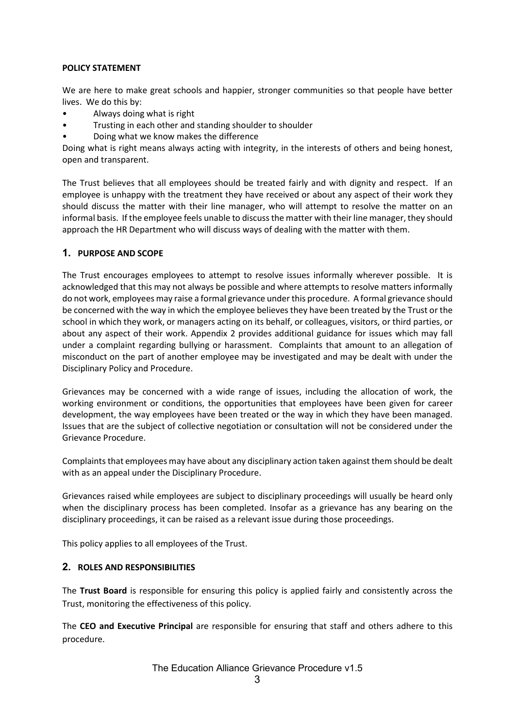**POLICY STATEMENT**

We are here to make great schools and happier, stronger communities so that people have better lives. We do this by:

- Always doing what is right
- Trusting in each other and standing shoulder to shoulder
- Doing what we know makes the difference

Doing what is right means always acting with integrity, in the interests of others and being honest, open and transparent.

The Trust believes that all employees should be treated fairly and with dignity and respect. If an employee is unhappy with the treatment they have received or about any aspect of their work they should discuss the matter with their line manager, who will attempt to resolve the matter on an informal basis. If the employee feels unable to discuss the matter with their line manager, they should approach the HR Department who will discuss ways of dealing with the matter with them.

## 1. PURPOSE AND SCOPE

The Trust encourages employees to attempt to resolve issues informally wherever possible. It is acknowledged that this may not always be possible and where attempts to resolve matters informally do not work, employees may raise a formal grievance under this procedure. A formal grievance should be concerned with the way in which the employee believes they have been treated by the Trust or the school in which they work, or managers acting on its behalf, or colleagues, visitors, or third parties, or about any aspect of their work. Appendix 2 provides additional guidance for issues which may fall under a complaint regarding bullying or harassment. Complaints that amount to an allegation of misconduct on the part of another employee may be investigated and may be dealt with under the Disciplinary Policy and Procedure.

Grievances may be concerned with a wide range of issues, including the allocation of work, the working environment or conditions, the opportunities that employees have been given for career development, the way employees have been treated or the way in which they have been managed. Issues that are the subject of collective negotiation or consultation will not be considered under the Grievance Procedure.

Complaints that employees may have about any disciplinary action taken against them should be dealt with as an appeal under the Disciplinary Procedure.

Grievances raised while employees are subject to disciplinary proceedings will usually be heard only when the disciplinary process has been completed. Insofar as a grievance has any bearing on the disciplinary proceedings, it can be raised as a relevant issue during those proceedings.

This policy applies to all employees of the Trust.

## 2. ROLES AND RESPONSIBILITIES

The **Trust Board** is responsible for ensuring this policy is applied fairly and consistently across the Trust, monitoring the effectiveness of this policy.

The **CEO and Executive Principal** are responsible for ensuring that staff and others adhere to this procedure.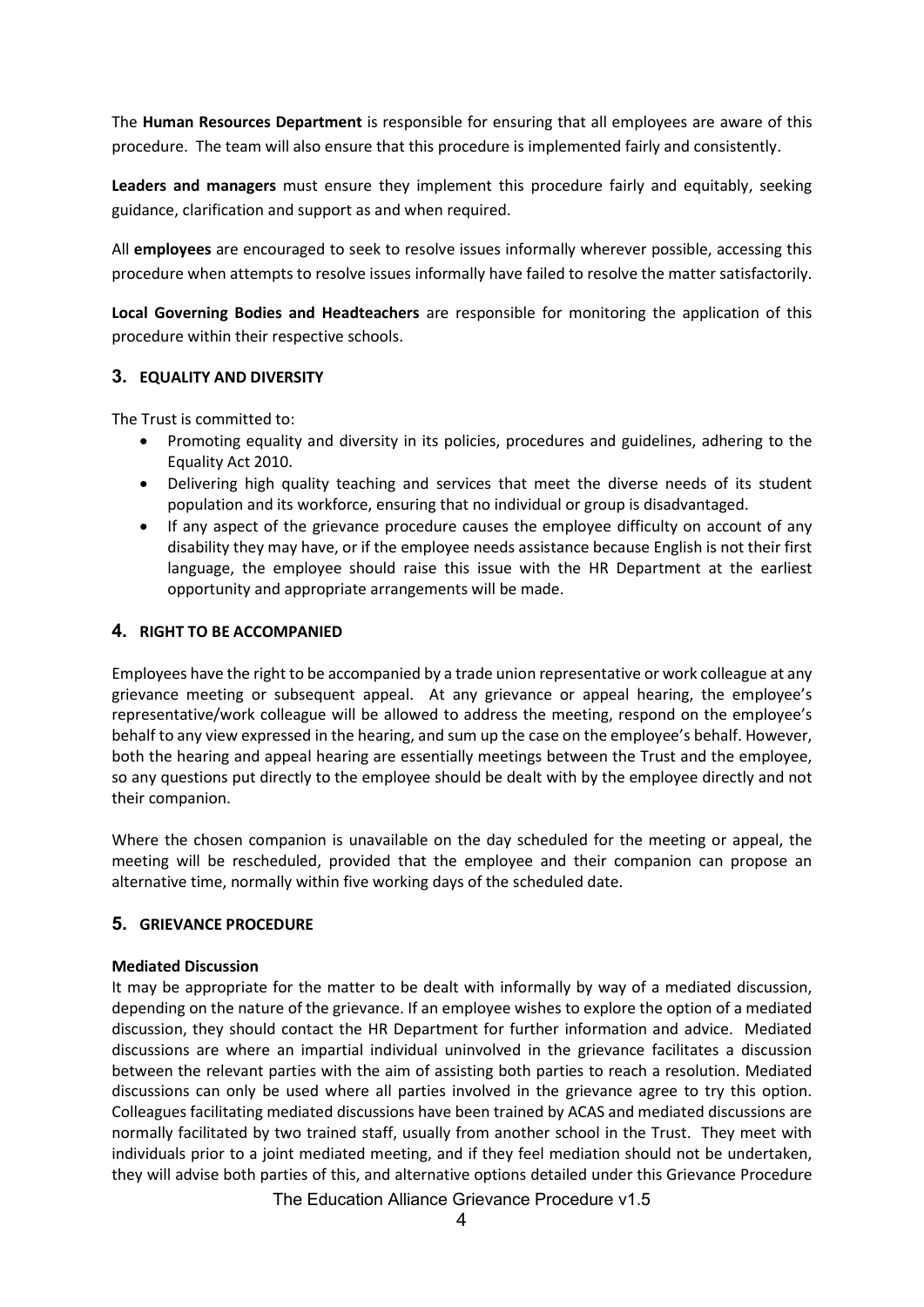The **Human Resources Department** is responsible for ensuring that all employees are aware of this procedure. The team will also ensure that this procedure is implemented fairly and consistently.

**Leaders and managers** must ensure they implement this procedure fairly and equitably, seeking guidance, clarification and support as and when required.

All **employees** are encouraged to seek to resolve issues informally wherever possible, accessing this procedure when attempts to resolve issues informally have failed to resolve the matter satisfactorily.

**Local Governing Bodies and Headteachers** are responsible for monitoring the application of this procedure within their respective schools.

## 3. EQUALITY AND DIVERSITY

The Trust is committed to:

- Promoting equality and diversity in its policies, procedures and guidelines, adhering to the Equality Act 2010.
- Delivering high quality teaching and services that meet the diverse needs of its student population and its workforce, ensuring that no individual or group is disadvantaged.
- If any aspect of the grievance procedure causes the employee difficulty on account of any disability they may have, or if the employee needs assistance because English is not their first language, the employee should raise this issue with the HR Department at the earliest opportunity and appropriate arrangements will be made.

## 4. RIGHT TO BE ACCOMPANIED

Employees have the right to be accompanied by a trade union representative or work colleague at any grievance meeting or subsequent appeal. At any grievance or appeal hearing, the employee's representative/work colleague will be allowed to address the meeting, respond on the employee's behalf to any view expressed in the hearing, and sum up the case on the employee's behalf. However, both the hearing and appeal hearing are essentially meetings between the Trust and the employee, so any questions put directly to the employee should be dealt with by the employee directly and not their companion.

Where the chosen companion is unavailable on the day scheduled for the meeting or appeal, the meeting will be rescheduled, provided that the employee and their companion can propose an alternative time, normally within five working days of the scheduled date.

## 5. GRIEVANCE PROCEDURE

**Mediated Discussion**

It may be appropriate for the matter to be dealt with informally by way of a mediated discussion, depending on the nature of the grievance. If an employee wishes to explore the option of a mediated discussion, they should contact the HR Department for further information and advice. Mediated discussions are where an impartial individual uninvolved in the grievance facilitates a discussion between the relevant parties with the aim of assisting both parties to reach a resolution. Mediated discussions can only be used where all parties involved in the grievance agree to try this option. Colleagues facilitating mediated discussions have been trained by ACAS and mediated discussions are normally facilitated by two trained staff, usually from another school in the Trust. They meet with individuals prior to a joint mediated meeting, and if they feel mediation should not be undertaken, they will advise both parties of this, and alternative options detailed under this Grievance Procedure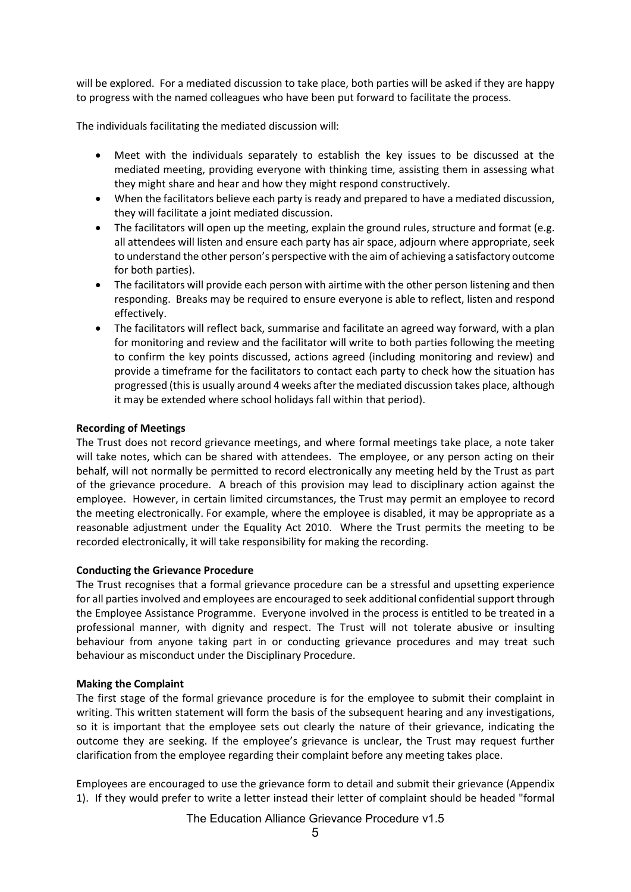will be explored. For a mediated discussion to take place, both parties will be asked if they are happy to progress with the named colleagues who have been put forward to facilitate the process.

The individuals facilitating the mediated discussion will:

- Meet with the individuals separately to establish the key issues to be discussed at the mediated meeting, providing everyone with thinking time, assisting them in assessing what they might share and hear and how they might respond constructively.
- When the facilitators believe each party is ready and prepared to have a mediated discussion, they will facilitate a joint mediated discussion.
- The facilitators will open up the meeting, explain the ground rules, structure and format (e.g. all attendees will listen and ensure each party has air space, adjourn where appropriate, seek to understand the other person's perspective with the aim of achieving a satisfactory outcome for both parties).
- The facilitators will provide each person with airtime with the other person listening and then responding. Breaks may be required to ensure everyone is able to reflect, listen and respond effectively.
- The facilitators will reflect back, summarise and facilitate an agreed way forward, with a plan for monitoring and review and the facilitator will write to both parties following the meeting to confirm the key points discussed, actions agreed (including monitoring and review) and provide a timeframe for the facilitators to contact each party to check how the situation has progressed (this is usually around 4 weeks after the mediated discussion takes place, although it may be extended where school holidays fall within that period).

**Recording of Meetings**

The Trust does not record grievance meetings, and where formal meetings take place, a note taker will take notes, which can be shared with attendees. The employee, or any person acting on their behalf, will not normally be permitted to record electronically any meeting held by the Trust as part of the grievance procedure. A breach of this provision may lead to disciplinary action against the employee. However, in certain limited circumstances, the Trust may permit an employee to record the meeting electronically. For example, where the employee is disabled, it may be appropriate as a reasonable adjustment under the Equality Act 2010. Where the Trust permits the meeting to be recorded electronically, it will take responsibility for making the recording.

**Conducting the Grievance Procedure**

The Trust recognises that a formal grievance procedure can be a stressful and upsetting experience for all parties involved and employees are encouraged to seek additional confidential support through the Employee Assistance Programme. Everyone involved in the process is entitled to be treated in a professional manner, with dignity and respect. The Trust will not tolerate abusive or insulting behaviour from anyone taking part in or conducting grievance procedures and may treat such behaviour as misconduct under the Disciplinary Procedure.

**Making the Complaint**

The first stage of the formal grievance procedure is for the employee to submit their complaint in writing. This written statement will form the basis of the subsequent hearing and any investigations, so it is important that the employee sets out clearly the nature of their grievance, indicating the outcome they are seeking. If the employee's grievance is unclear, the Trust may request further clarification from the employee regarding their complaint before any meeting takes place.

Employees are encouraged to use the grievance form to detail and submit their grievance (Appendix 1). If they would prefer to write a letter instead their letter of complaint should be headed "formal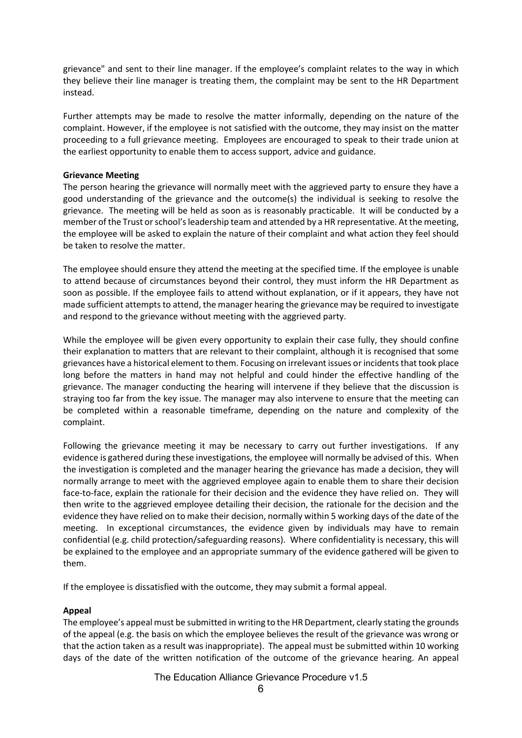grievance" and sent to their line manager. If the employee's complaint relates to the way in which they believe their line manager is treating them, the complaint may be sent to the HR Department instead.

Further attempts may be made to resolve the matter informally, depending on the nature of the complaint. However, if the employee is not satisfied with the outcome, they may insist on the matter proceeding to a full grievance meeting. Employees are encouraged to speak to their trade union at the earliest opportunity to enable them to access support, advice and guidance.

**Grievance Meeting**

The person hearing the grievance will normally meet with the aggrieved party to ensure they have a good understanding of the grievance and the outcome(s) the individual is seeking to resolve the grievance. The meeting will be held as soon as is reasonably practicable. It will be conducted by a member of the Trust or school's leadership team and attended by a HR representative. At the meeting, the employee will be asked to explain the nature of their complaint and what action they feel should be taken to resolve the matter.

The employee should ensure they attend the meeting at the specified time. If the employee is unable to attend because of circumstances beyond their control, they must inform the HR Department as soon as possible. If the employee fails to attend without explanation, or if it appears, they have not made sufficient attempts to attend, the manager hearing the grievance may be required to investigate and respond to the grievance without meeting with the aggrieved party.

While the employee will be given every opportunity to explain their case fully, they should confine their explanation to matters that are relevant to their complaint, although it is recognised that some grievances have a historical element to them. Focusing on irrelevant issues or incidents that took place long before the matters in hand may not helpful and could hinder the effective handling of the grievance. The manager conducting the hearing will intervene if they believe that the discussion is straying too far from the key issue. The manager may also intervene to ensure that the meeting can be completed within a reasonable timeframe, depending on the nature and complexity of the complaint.

Following the grievance meeting it may be necessary to carry out further investigations. If any evidence is gathered during these investigations, the employee will normally be advised of this. When the investigation is completed and the manager hearing the grievance has made a decision, they will normally arrange to meet with the aggrieved employee again to enable them to share their decision face-to-face, explain the rationale for their decision and the evidence they have relied on. They will then write to the aggrieved employee detailing their decision, the rationale for the decision and the evidence they have relied on to make their decision, normally within 5 working days of the date of the meeting. In exceptional circumstances, the evidence given by individuals may have to remain confidential (e.g. child protection/safeguarding reasons). Where confidentiality is necessary, this will be explained to the employee and an appropriate summary of the evidence gathered will be given to them.

If the employee is dissatisfied with the outcome, they may submit a formal appeal.

**Appeal**

The employee's appeal must be submitted in writing to the HR Department, clearly stating the grounds of the appeal (e.g. the basis on which the employee believes the result of the grievance was wrong or that the action taken as a result was inappropriate). The appeal must be submitted within 10 working days of the date of the written notification of the outcome of the grievance hearing. An appeal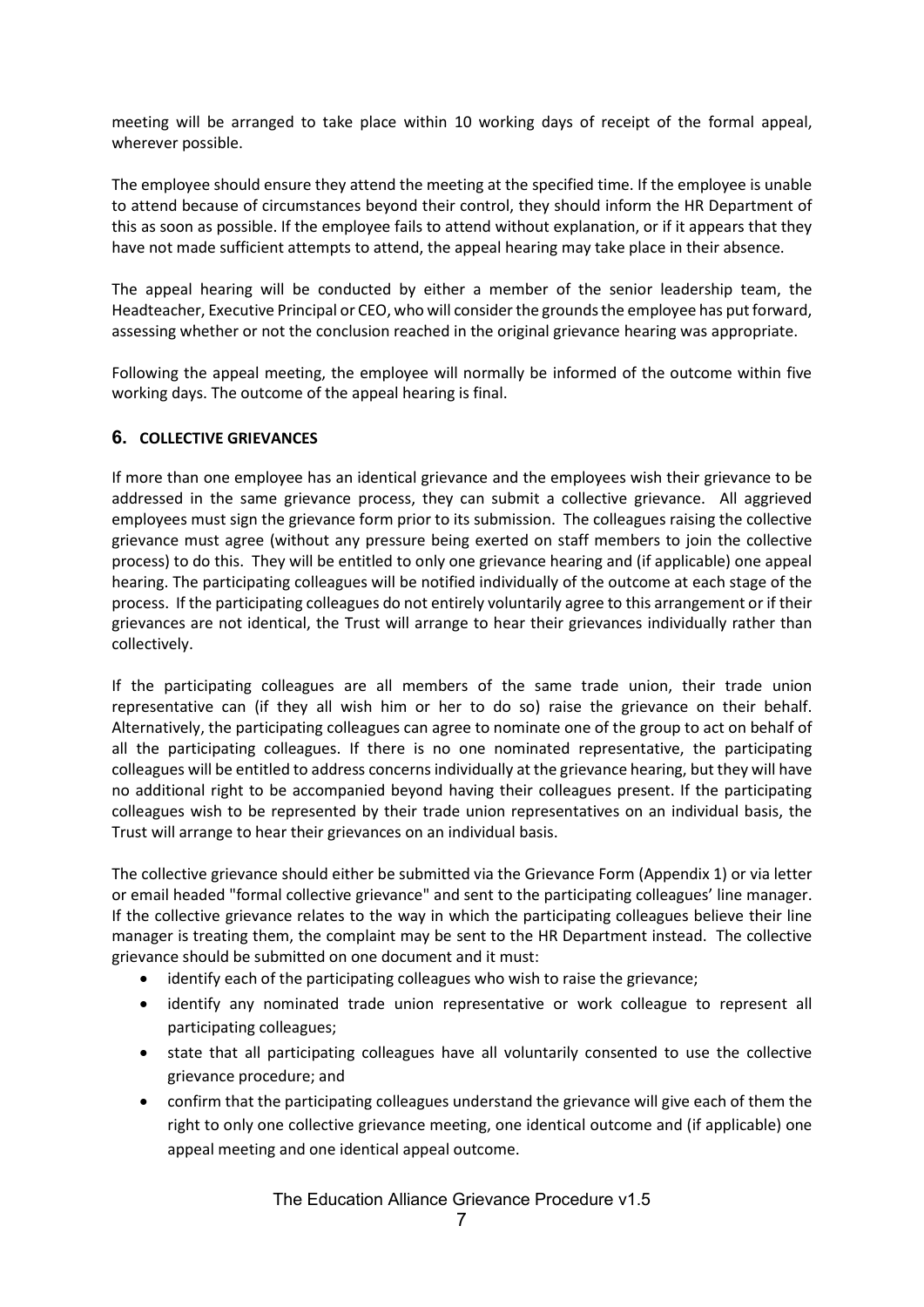meeting will be arranged to take place within 10 working days of receipt of the formal appeal, wherever possible.

The employee should ensure they attend the meeting at the specified time. If the employee is unable to attend because of circumstances beyond their control, they should inform the HR Department of this as soon as possible. If the employee fails to attend without explanation, or if it appears that they have not made sufficient attempts to attend, the appeal hearing may take place in their absence.

The appeal hearing will be conducted by either a member of the senior leadership team, the Headteacher, Executive Principal or CEO, who will consider the grounds the employee has put forward, assessing whether or not the conclusion reached in the original grievance hearing was appropriate.

Following the appeal meeting, the employee will normally be informed of the outcome within five working days. The outcome of the appeal hearing is final.

## 6. COLLECTIVE GRIEVANCES

If more than one employee has an identical grievance and the employees wish their grievance to be addressed in the same grievance process, they can submit a collective grievance. All aggrieved employees must sign the grievance form prior to its submission. The colleagues raising the collective grievance must agree (without any pressure being exerted on staff members to join the collective process) to do this. They will be entitled to only one grievance hearing and (if applicable) one appeal hearing. The participating colleagues will be notified individually of the outcome at each stage of the process. If the participating colleagues do not entirely voluntarily agree to this arrangement or if their grievances are not identical, the Trust will arrange to hear their grievances individually rather than collectively.

If the participating colleagues are all members of the same trade union, their trade union representative can (if they all wish him or her to do so) raise the grievance on their behalf. Alternatively, the participating colleagues can agree to nominate one of the group to act on behalf of all the participating colleagues. If there is no one nominated representative, the participating colleagues will be entitled to address concerns individually at the grievance hearing, but they will have no additional right to be accompanied beyond having their colleagues present. If the participating colleagues wish to be represented by their trade union representatives on an individual basis, the Trust will arrange to hear their grievances on an individual basis.

The collective grievance should either be submitted via the Grievance Form (Appendix 1) or via letter or email headed "formal collective grievance" and sent to the participating colleagues' line manager. If the collective grievance relates to the way in which the participating colleagues believe their line manager is treating them, the complaint may be sent to the HR Department instead. The collective grievance should be submitted on one document and it must:

- identify each of the participating colleagues who wish to raise the grievance;
- identify any nominated trade union representative or work colleague to represent all participating colleagues;
- state that all participating colleagues have all voluntarily consented to use the collective grievance procedure; and
- confirm that the participating colleagues understand the grievance will give each of them the right to only one collective grievance meeting, one identical outcome and (if applicable) one appeal meeting and one identical appeal outcome.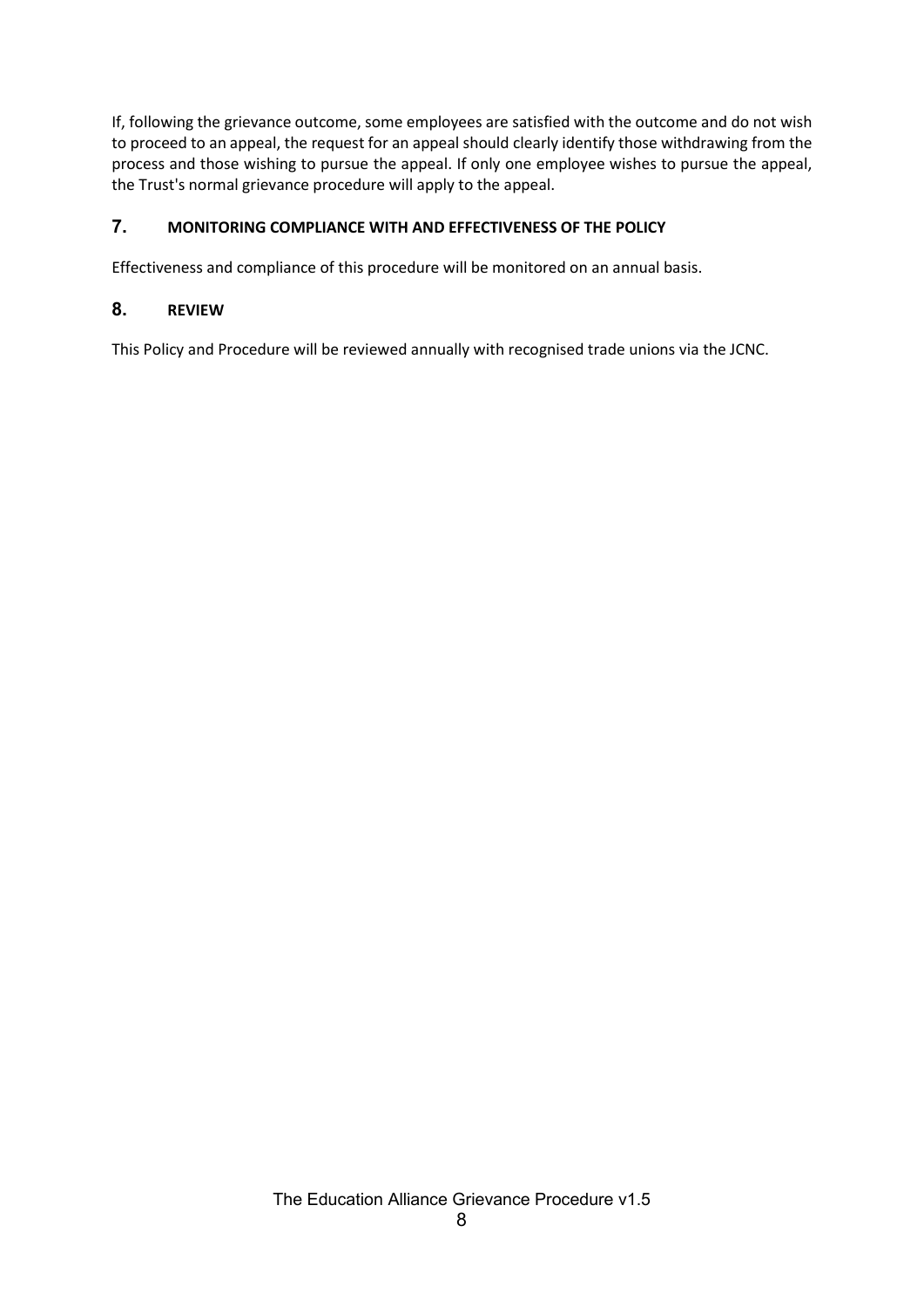If, following the grievance outcome, some employees are satisfied with the outcome and do not wish to proceed to an appeal, the request for an appeal should clearly identify those withdrawing from the process and those wishing to pursue the appeal. If only one employee wishes to pursue the appeal, the Trust's normal grievance procedure will apply to the appeal.

## 7. MONITORING COMPLIANCE WITH AND EFFECTIVENESS OF THE POLICY

Effectiveness and compliance of this procedure will be monitored on an annual basis.

## 8. REVIEW

This Policy and Procedure will be reviewed annually with recognised trade unions via the JCNC.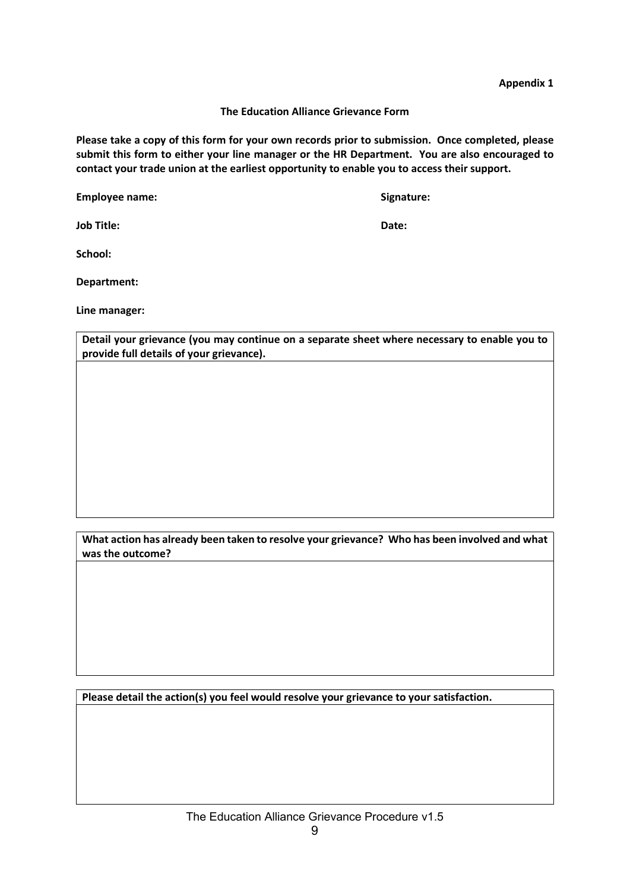**Appendix 1**

## The Education Alliance Grievance Form

**Please take a copy of this form for your own records prior to submission. Once completed, please submit this form to either your line manager or the HR Department. You are also encouraged to contact your trade union at the earliest opportunity to enable you to access their support.**

**Employee name:** 

**Signature:**

**Job Title:** 

**Date:**

**School:**

**Department:**

**Line manager:**

| **Detail your grievance (you may continue on a separate sheet where necessary to enable you to provide full details of your grievance).** |
| --- |
| |

| **What action has already been taken to resolve your grievance? Who has been involved and what was the outcome?** |
| --- |
| |

| **Please detail the action(s) you feel would resolve your grievance to your satisfaction.** |
| --- |
| |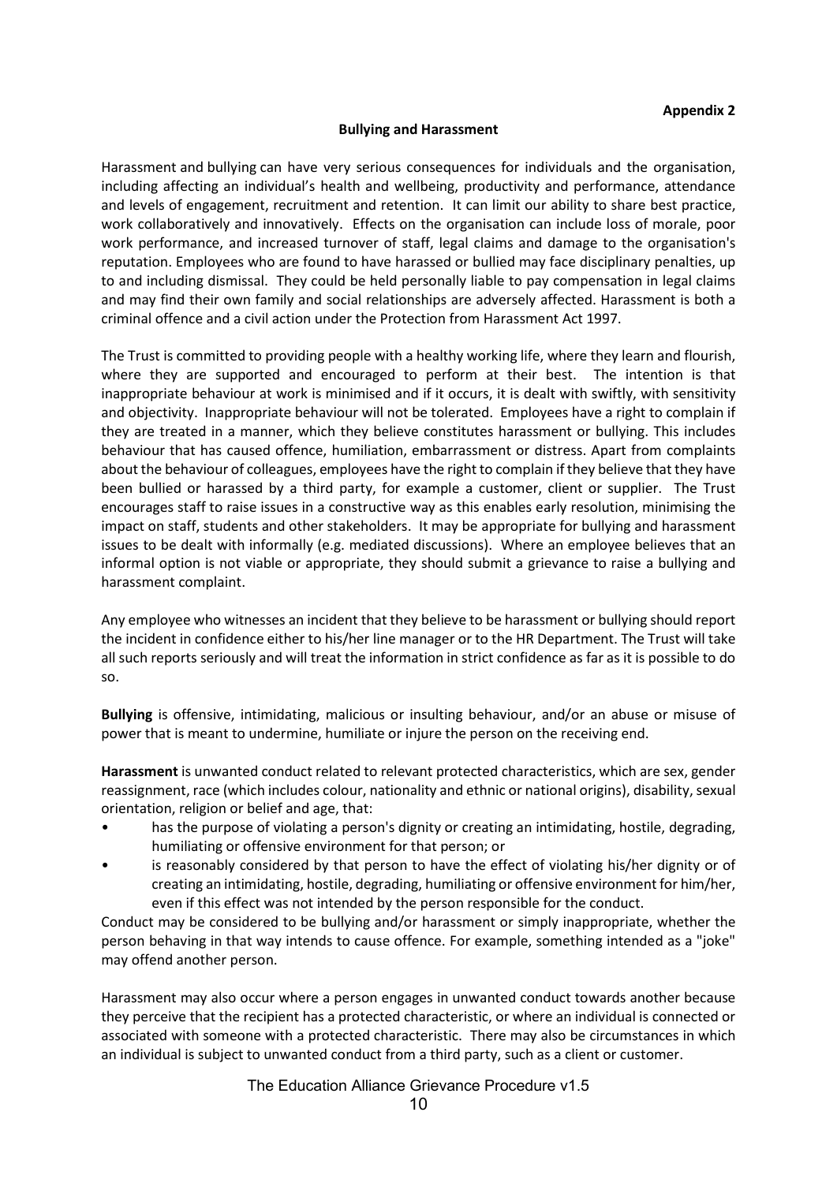**Appendix 2**

## Bullying and Harassment

Harassment and bullying can have very serious consequences for individuals and the organisation, including affecting an individual's health and wellbeing, productivity and performance, attendance and levels of engagement, recruitment and retention. It can limit our ability to share best practice, work collaboratively and innovatively. Effects on the organisation can include loss of morale, poor work performance, and increased turnover of staff, legal claims and damage to the organisation's reputation. Employees who are found to have harassed or bullied may face disciplinary penalties, up to and including dismissal. They could be held personally liable to pay compensation in legal claims and may find their own family and social relationships are adversely affected. Harassment is both a criminal offence and a civil action under the Protection from Harassment Act 1997.

The Trust is committed to providing people with a healthy working life, where they learn and flourish, where they are supported and encouraged to perform at their best. The intention is that inappropriate behaviour at work is minimised and if it occurs, it is dealt with swiftly, with sensitivity and objectivity. Inappropriate behaviour will not be tolerated. Employees have a right to complain if they are treated in a manner, which they believe constitutes harassment or bullying. This includes behaviour that has caused offence, humiliation, embarrassment or distress. Apart from complaints about the behaviour of colleagues, employees have the right to complain if they believe that they have been bullied or harassed by a third party, for example a customer, client or supplier. The Trust encourages staff to raise issues in a constructive way as this enables early resolution, minimising the impact on staff, students and other stakeholders. It may be appropriate for bullying and harassment issues to be dealt with informally (e.g. mediated discussions). Where an employee believes that an informal option is not viable or appropriate, they should submit a grievance to raise a bullying and harassment complaint.

Any employee who witnesses an incident that they believe to be harassment or bullying should report the incident in confidence either to his/her line manager or to the HR Department. The Trust will take all such reports seriously and will treat the information in strict confidence as far as it is possible to do so.

**Bullying** is offensive, intimidating, malicious or insulting behaviour, and/or an abuse or misuse of power that is meant to undermine, humiliate or injure the person on the receiving end.

**Harassment** is unwanted conduct related to relevant protected characteristics, which are sex, gender reassignment, race (which includes colour, nationality and ethnic or national origins), disability, sexual orientation, religion or belief and age, that:

- has the purpose of violating a person's dignity or creating an intimidating, hostile, degrading, humiliating or offensive environment for that person; or
- is reasonably considered by that person to have the effect of violating his/her dignity or of creating an intimidating, hostile, degrading, humiliating or offensive environment for him/her, even if this effect was not intended by the person responsible for the conduct.

Conduct may be considered to be bullying and/or harassment or simply inappropriate, whether the person behaving in that way intends to cause offence. For example, something intended as a "joke" may offend another person.

Harassment may also occur where a person engages in unwanted conduct towards another because they perceive that the recipient has a protected characteristic, or where an individual is connected or associated with someone with a protected characteristic. There may also be circumstances in which an individual is subject to unwanted conduct from a third party, such as a client or customer.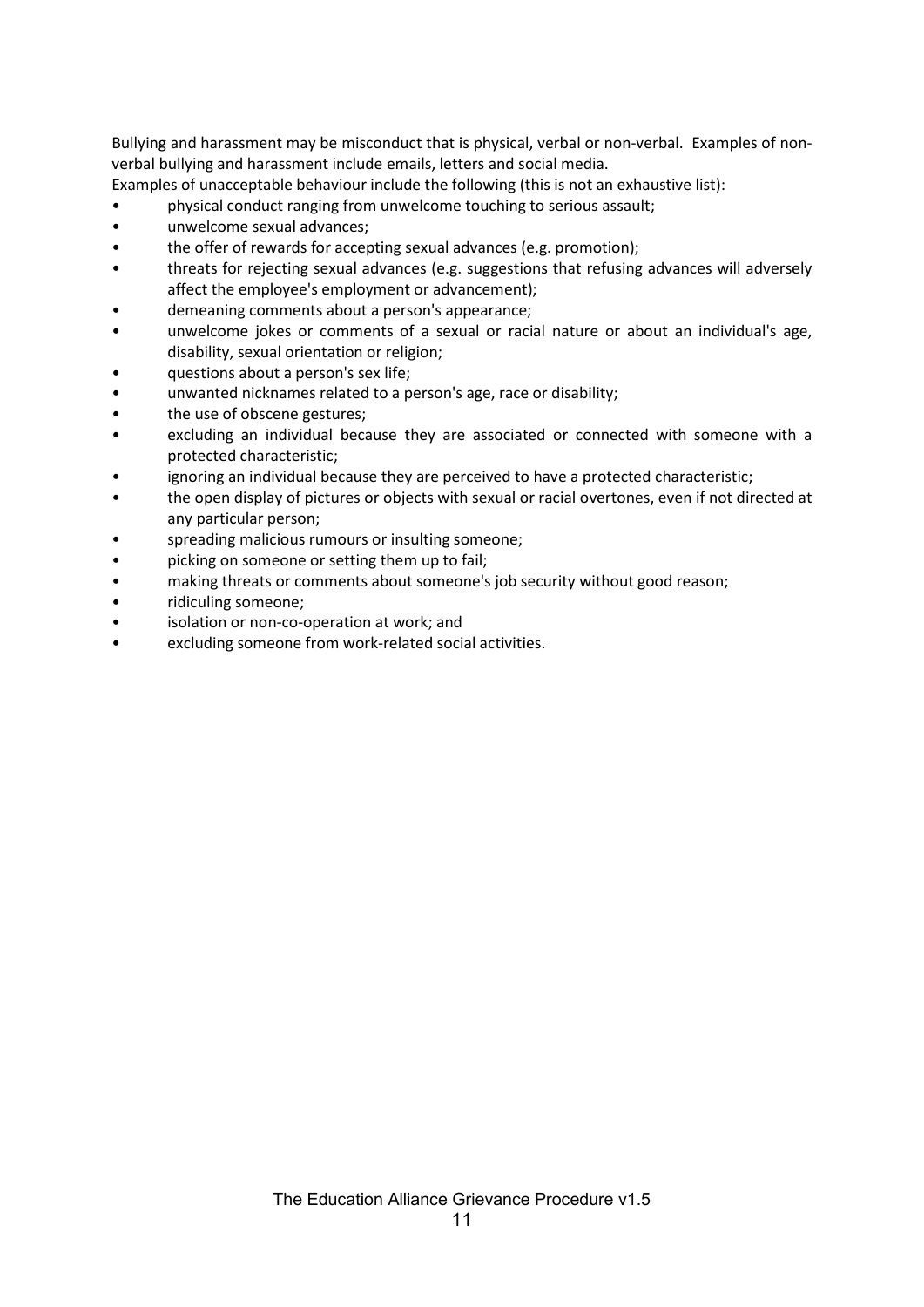Bullying and harassment may be misconduct that is physical, verbal or non-verbal. Examples of non-verbal bullying and harassment include emails, letters and social media.

Examples of unacceptable behaviour include the following (this is not an exhaustive list):

- physical conduct ranging from unwelcome touching to serious assault;
- unwelcome sexual advances;
- the offer of rewards for accepting sexual advances (e.g. promotion);
- threats for rejecting sexual advances (e.g. suggestions that refusing advances will adversely affect the employee's employment or advancement);
- demeaning comments about a person's appearance;
- unwelcome jokes or comments of a sexual or racial nature or about an individual's age, disability, sexual orientation or religion;
- questions about a person's sex life;
- unwanted nicknames related to a person's age, race or disability;
- the use of obscene gestures;
- excluding an individual because they are associated or connected with someone with a protected characteristic;
- ignoring an individual because they are perceived to have a protected characteristic;
- the open display of pictures or objects with sexual or racial overtones, even if not directed at any particular person;
- spreading malicious rumours or insulting someone;
- picking on someone or setting them up to fail;
- making threats or comments about someone's job security without good reason;
- ridiculing someone;
- isolation or non-co-operation at work; and
- excluding someone from work-related social activities.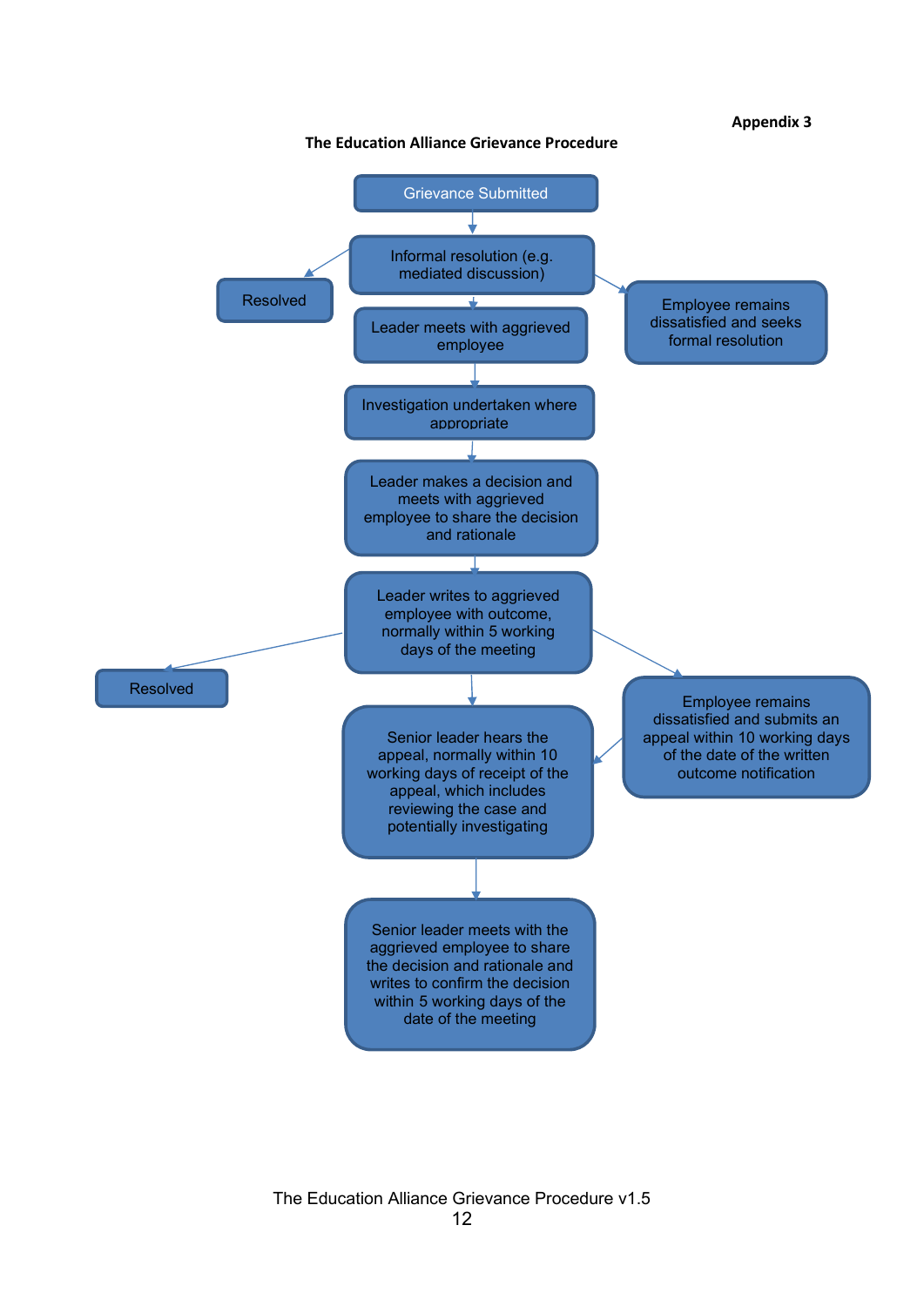**Appendix 3**

**The Education Alliance Grievance Procedure**

Grievance Submitted

Informal resolution (e.g. mediated discussion)

Resolved

Employee remains dissatisfied and seeks formal resolution

Leader meets with aggrieved employee

Investigation undertaken where appropriate

Leader makes a decision and meets with aggrieved employee to share the decision and rationale

Leader writes to aggrieved employee with outcome, normally within 5 working days of the meeting

Resolved

Employee remains dissatisfied and submits an appeal within 10 working days of the date of the written outcome notification

Senior leader hears the appeal, normally within 10 working days of receipt of the appeal, which includes reviewing the case and potentially investigating

Senior leader meets with the aggrieved employee to share the decision and rationale and writes to confirm the decision within 5 working days of the date of the meeting

The Education Alliance Grievance Procedure v1.5